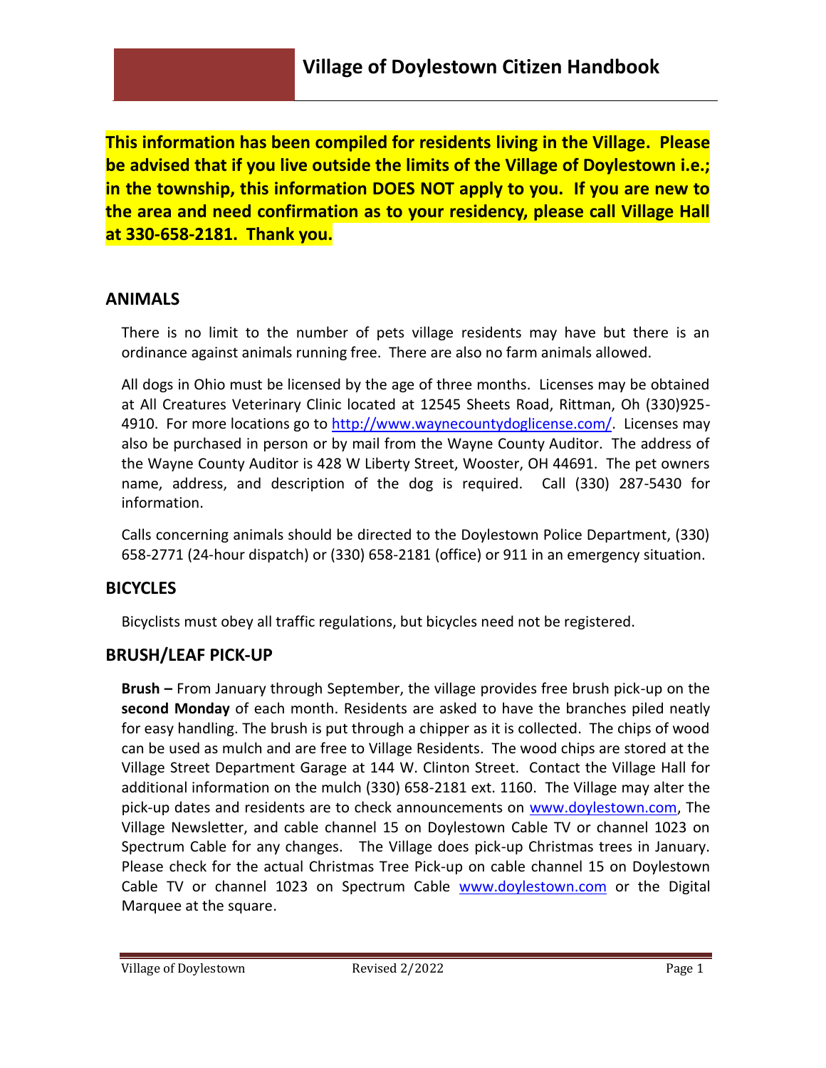# Village of Doylestown Citizen Handbook

**This information has been compiled for residents living in the Village. Please be advised that if you live outside the limits of the Village of Doylestown i.e.; in the township, this information DOES NOT apply to you. If you are new to the area and need confirmation as to your residency, please call Village Hall at 330-658-2181. Thank you.**

## ANIMALS

There is no limit to the number of pets village residents may have but there is an ordinance against animals running free. There are also no farm animals allowed.

All dogs in Ohio must be licensed by the age of three months. Licenses may be obtained at All Creatures Veterinary Clinic located at 12545 Sheets Road, Rittman, Oh (330)925-4910. For more locations go to http://www.waynecountydoglicense.com/. Licenses may also be purchased in person or by mail from the Wayne County Auditor. The address of the Wayne County Auditor is 428 W Liberty Street, Wooster, OH 44691. The pet owners name, address, and description of the dog is required. Call (330) 287-5430 for information.

Calls concerning animals should be directed to the Doylestown Police Department, (330) 658-2771 (24-hour dispatch) or (330) 658-2181 (office) or 911 in an emergency situation.

## BICYCLES

Bicyclists must obey all traffic regulations, but bicycles need not be registered.

## BRUSH/LEAF PICK-UP

**Brush –** From January through September, the village provides free brush pick-up on the **second Monday** of each month. Residents are asked to have the branches piled neatly for easy handling. The brush is put through a chipper as it is collected. The chips of wood can be used as mulch and are free to Village Residents. The wood chips are stored at the Village Street Department Garage at 144 W. Clinton Street. Contact the Village Hall for additional information on the mulch (330) 658-2181 ext. 1160. The Village may alter the pick-up dates and residents are to check announcements on www.doylestown.com, The Village Newsletter, and cable channel 15 on Doylestown Cable TV or channel 1023 on Spectrum Cable for any changes. The Village does pick-up Christmas trees in January. Please check for the actual Christmas Tree Pick-up on cable channel 15 on Doylestown Cable TV or channel 1023 on Spectrum Cable www.doylestown.com or the Digital Marquee at the square.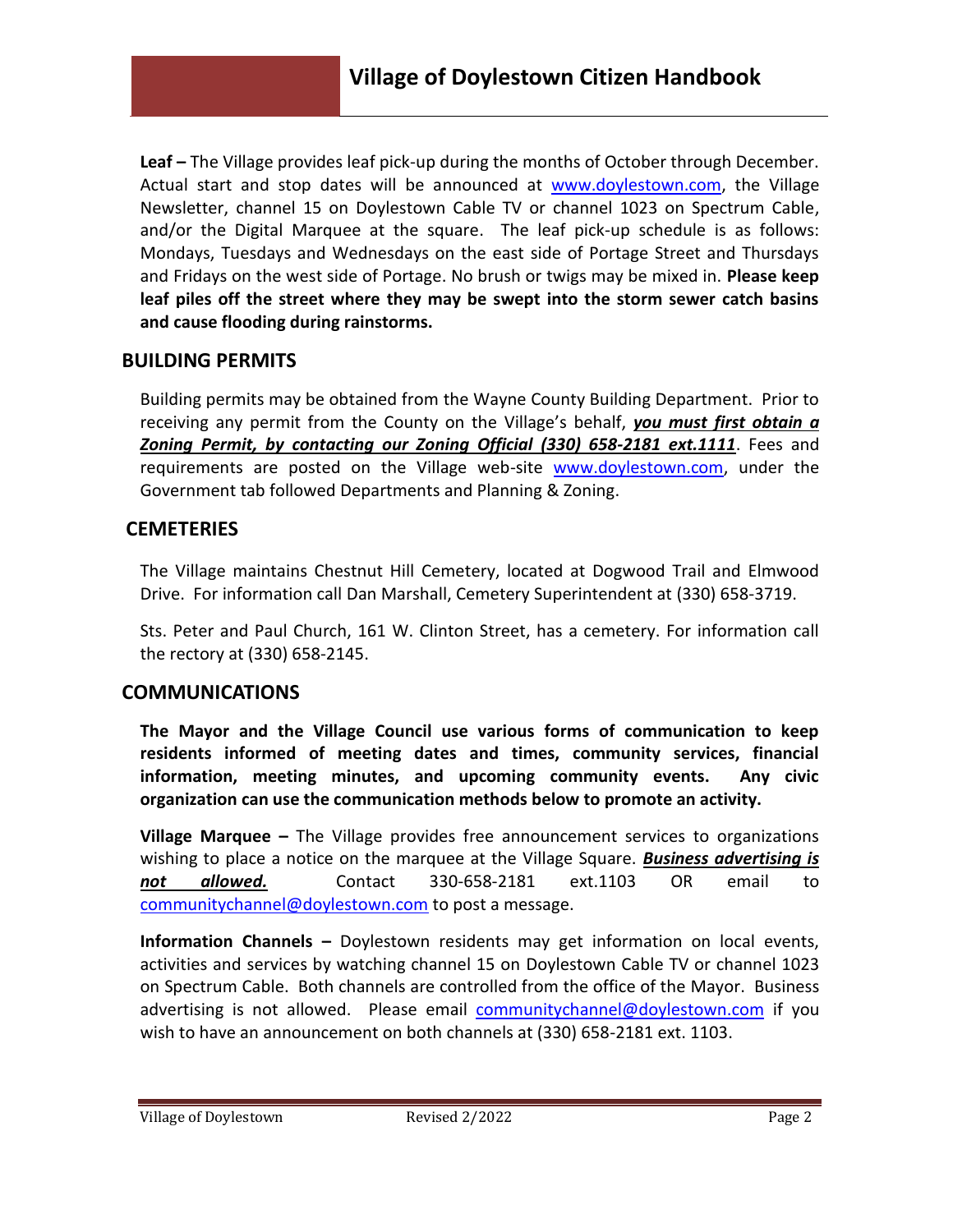**Leaf –** The Village provides leaf pick-up during the months of October through December. Actual start and stop dates will be announced at www.doylestown.com, the Village Newsletter, channel 15 on Doylestown Cable TV or channel 1023 on Spectrum Cable, and/or the Digital Marquee at the square. The leaf pick-up schedule is as follows: Mondays, Tuesdays and Wednesdays on the east side of Portage Street and Thursdays and Fridays on the west side of Portage. No brush or twigs may be mixed in. **Please keep leaf piles off the street where they may be swept into the storm sewer catch basins and cause flooding during rainstorms.**

## BUILDING PERMITS

Building permits may be obtained from the Wayne County Building Department. Prior to receiving any permit from the County on the Village's behalf, ***you must first obtain a Zoning Permit, by contacting our Zoning Official (330) 658-2181 ext.1111***. Fees and requirements are posted on the Village web-site www.doylestown.com, under the Government tab followed Departments and Planning & Zoning.

## CEMETERIES

The Village maintains Chestnut Hill Cemetery, located at Dogwood Trail and Elmwood Drive. For information call Dan Marshall, Cemetery Superintendent at (330) 658-3719.

Sts. Peter and Paul Church, 161 W. Clinton Street, has a cemetery. For information call the rectory at (330) 658-2145.

## COMMUNICATIONS

**The Mayor and the Village Council use various forms of communication to keep residents informed of meeting dates and times, community services, financial information, meeting minutes, and upcoming community events. Any civic organization can use the communication methods below to promote an activity.**

**Village Marquee –** The Village provides free announcement services to organizations wishing to place a notice on the marquee at the Village Square. ***Business advertising is not allowed.*** Contact 330-658-2181 ext.1103 OR email to communitychannel@doylestown.com to post a message.

**Information Channels –** Doylestown residents may get information on local events, activities and services by watching channel 15 on Doylestown Cable TV or channel 1023 on Spectrum Cable. Both channels are controlled from the office of the Mayor. Business advertising is not allowed. Please email communitychannel@doylestown.com if you wish to have an announcement on both channels at (330) 658-2181 ext. 1103.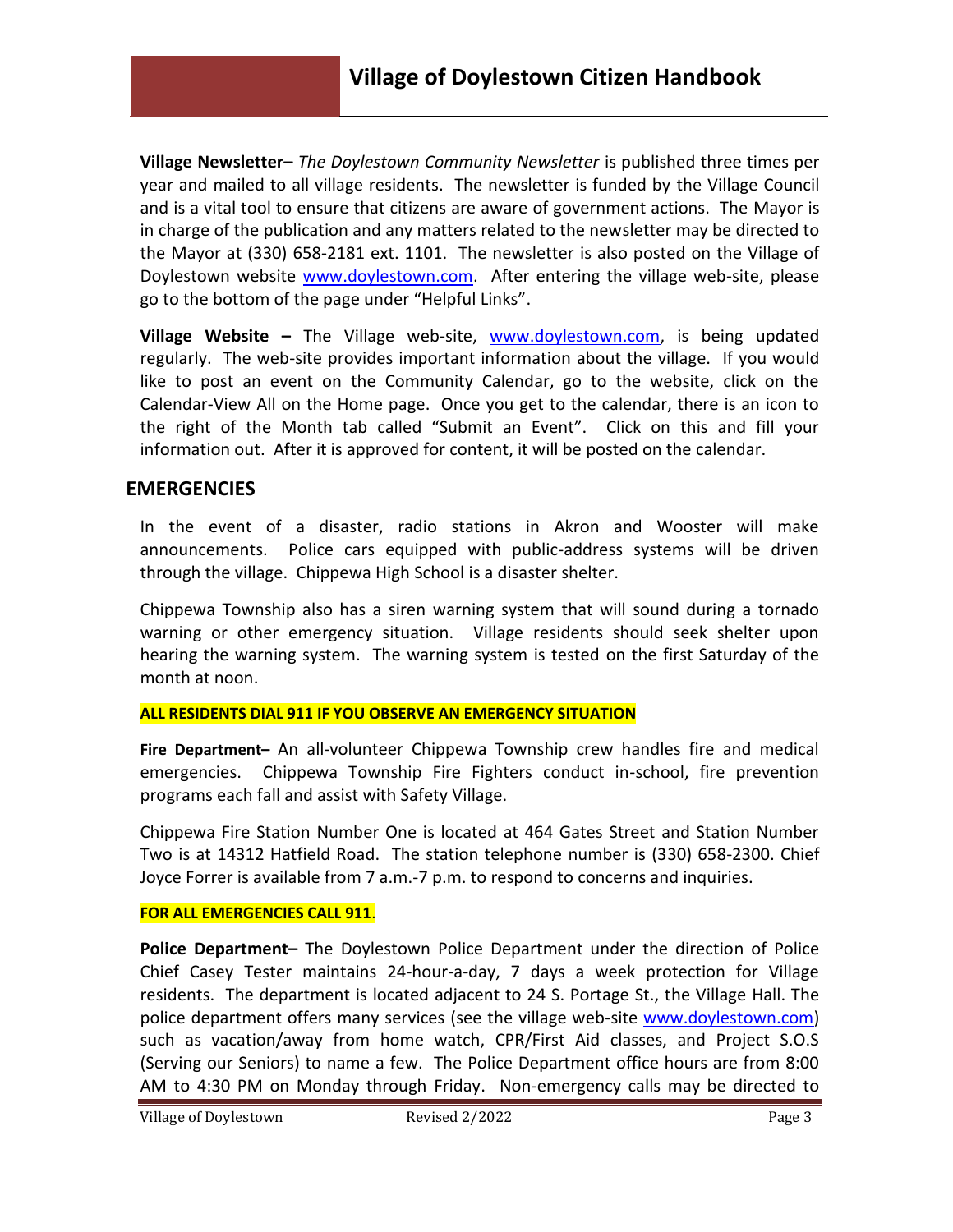**Village Newsletter–** *The Doylestown Community Newsletter* is published three times per year and mailed to all village residents. The newsletter is funded by the Village Council and is a vital tool to ensure that citizens are aware of government actions. The Mayor is in charge of the publication and any matters related to the newsletter may be directed to the Mayor at (330) 658-2181 ext. 1101. The newsletter is also posted on the Village of Doylestown website www.doylestown.com. After entering the village web-site, please go to the bottom of the page under "Helpful Links".

**Village Website –** The Village web-site, www.doylestown.com, is being updated regularly. The web-site provides important information about the village. If you would like to post an event on the Community Calendar, go to the website, click on the Calendar-View All on the Home page. Once you get to the calendar, there is an icon to the right of the Month tab called "Submit an Event". Click on this and fill your information out. After it is approved for content, it will be posted on the calendar.

## EMERGENCIES

In the event of a disaster, radio stations in Akron and Wooster will make announcements. Police cars equipped with public-address systems will be driven through the village. Chippewa High School is a disaster shelter.

Chippewa Township also has a siren warning system that will sound during a tornado warning or other emergency situation. Village residents should seek shelter upon hearing the warning system. The warning system is tested on the first Saturday of the month at noon.

**ALL RESIDENTS DIAL 911 IF YOU OBSERVE AN EMERGENCY SITUATION**

**Fire Department–** An all-volunteer Chippewa Township crew handles fire and medical emergencies. Chippewa Township Fire Fighters conduct in-school, fire prevention programs each fall and assist with Safety Village.

Chippewa Fire Station Number One is located at 464 Gates Street and Station Number Two is at 14312 Hatfield Road. The station telephone number is (330) 658-2300. Chief Joyce Forrer is available from 7 a.m.-7 p.m. to respond to concerns and inquiries.

**FOR ALL EMERGENCIES CALL 911**.

**Police Department–** The Doylestown Police Department under the direction of Police Chief Casey Tester maintains 24-hour-a-day, 7 days a week protection for Village residents. The department is located adjacent to 24 S. Portage St., the Village Hall. The police department offers many services (see the village web-site www.doylestown.com) such as vacation/away from home watch, CPR/First Aid classes, and Project S.O.S (Serving our Seniors) to name a few. The Police Department office hours are from 8:00 AM to 4:30 PM on Monday through Friday. Non-emergency calls may be directed to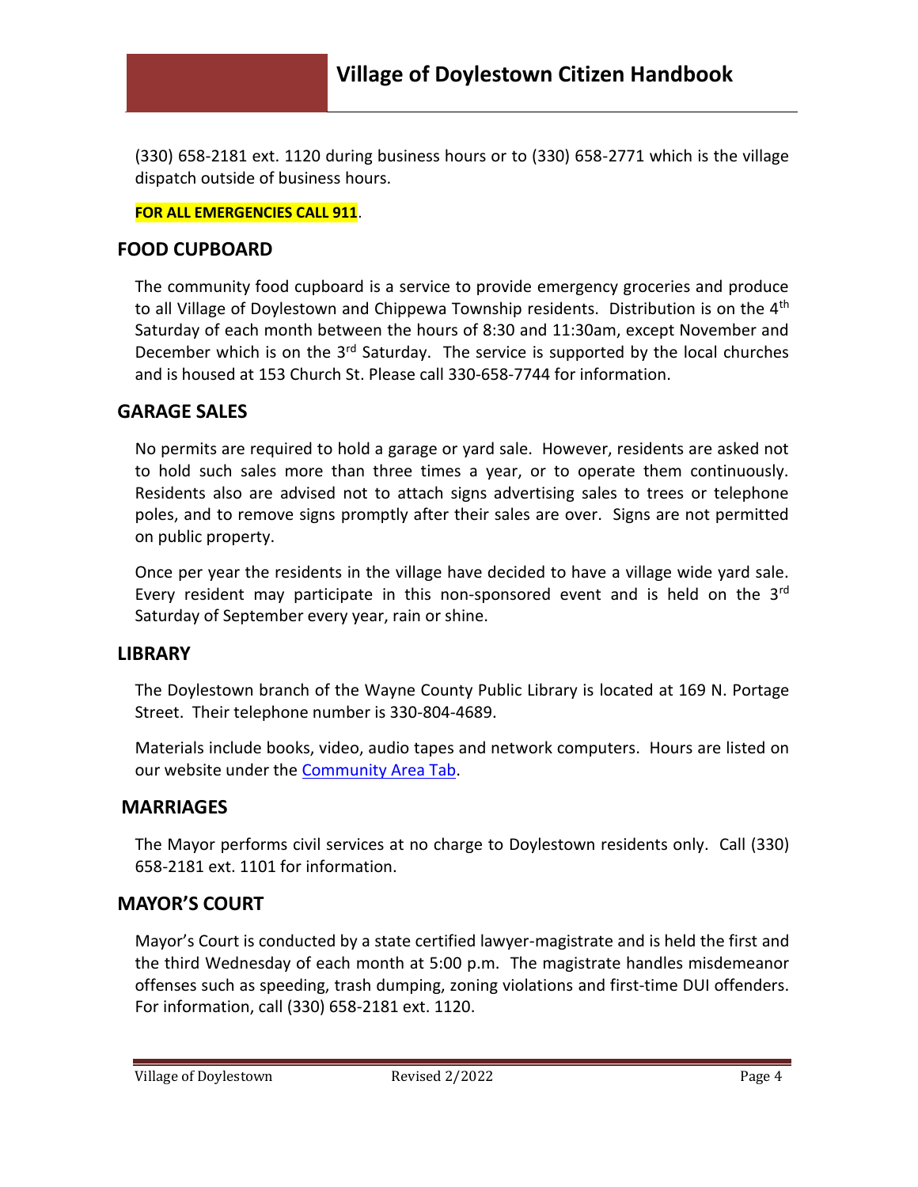(330) 658-2181 ext. 1120 during business hours or to (330) 658-2771 which is the village dispatch outside of business hours.

**FOR ALL EMERGENCIES CALL 911**.

## FOOD CUPBOARD

The community food cupboard is a service to provide emergency groceries and produce to all Village of Doylestown and Chippewa Township residents. Distribution is on the 4th Saturday of each month between the hours of 8:30 and 11:30am, except November and December which is on the 3rd Saturday. The service is supported by the local churches and is housed at 153 Church St. Please call 330-658-7744 for information.

## GARAGE SALES

No permits are required to hold a garage or yard sale. However, residents are asked not to hold such sales more than three times a year, or to operate them continuously. Residents also are advised not to attach signs advertising sales to trees or telephone poles, and to remove signs promptly after their sales are over. Signs are not permitted on public property.

Once per year the residents in the village have decided to have a village wide yard sale. Every resident may participate in this non-sponsored event and is held on the 3rd Saturday of September every year, rain or shine.

## LIBRARY

The Doylestown branch of the Wayne County Public Library is located at 169 N. Portage Street. Their telephone number is 330-804-4689.

Materials include books, video, audio tapes and network computers. Hours are listed on our website under the Community Area Tab.

## MARRIAGES

The Mayor performs civil services at no charge to Doylestown residents only. Call (330) 658-2181 ext. 1101 for information.

## MAYOR'S COURT

Mayor's Court is conducted by a state certified lawyer-magistrate and is held the first and the third Wednesday of each month at 5:00 p.m. The magistrate handles misdemeanor offenses such as speeding, trash dumping, zoning violations and first-time DUI offenders. For information, call (330) 658-2181 ext. 1120.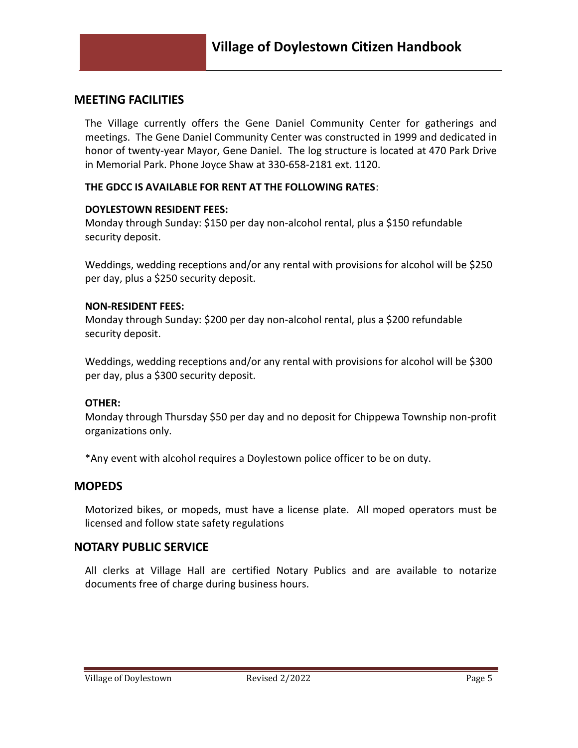## MEETING FACILITIES

The Village currently offers the Gene Daniel Community Center for gatherings and meetings. The Gene Daniel Community Center was constructed in 1999 and dedicated in honor of twenty-year Mayor, Gene Daniel. The log structure is located at 470 Park Drive in Memorial Park. Phone Joyce Shaw at 330-658-2181 ext. 1120.

**THE GDCC IS AVAILABLE FOR RENT AT THE FOLLOWING RATES**:

**DOYLESTOWN RESIDENT FEES:**
Monday through Sunday: $150 per day non-alcohol rental, plus a $150 refundable security deposit.

Weddings, wedding receptions and/or any rental with provisions for alcohol will be $250 per day, plus a $250 security deposit.

**NON-RESIDENT FEES:**
Monday through Sunday: $200 per day non-alcohol rental, plus a $200 refundable security deposit.

Weddings, wedding receptions and/or any rental with provisions for alcohol will be $300 per day, plus a $300 security deposit.

**OTHER:**
Monday through Thursday $50 per day and no deposit for Chippewa Township non-profit organizations only.

*Any event with alcohol requires a Doylestown police officer to be on duty.

## MOPEDS

Motorized bikes, or mopeds, must have a license plate. All moped operators must be licensed and follow state safety regulations

## NOTARY PUBLIC SERVICE

All clerks at Village Hall are certified Notary Publics and are available to notarize documents free of charge during business hours.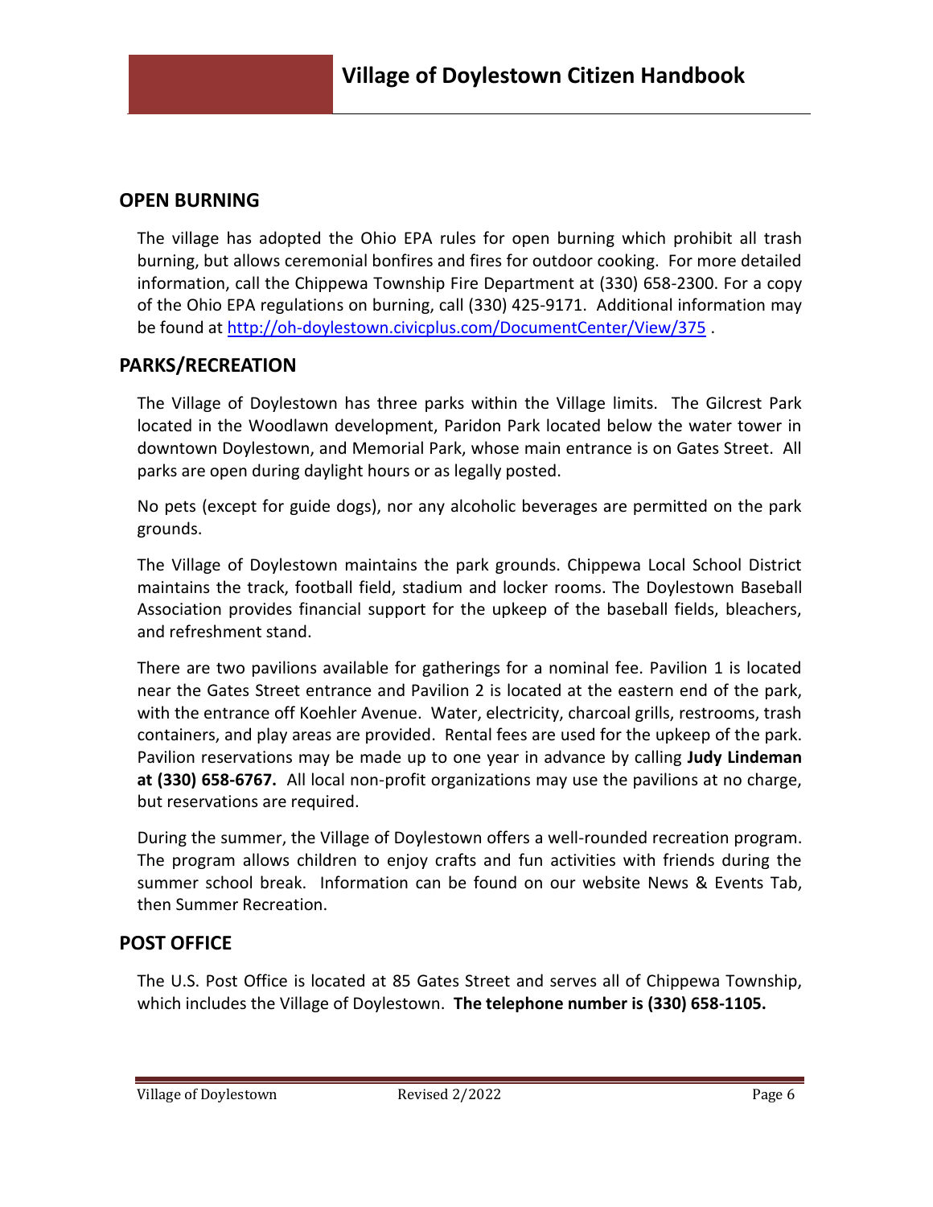## OPEN BURNING

The village has adopted the Ohio EPA rules for open burning which prohibit all trash burning, but allows ceremonial bonfires and fires for outdoor cooking. For more detailed information, call the Chippewa Township Fire Department at (330) 658-2300. For a copy of the Ohio EPA regulations on burning, call (330) 425-9171. Additional information may be found at [http://oh-doylestown.civicplus.com/DocumentCenter/View/375](http://oh-doylestown.civicplus.com/DocumentCenter/View/375) .

## PARKS/RECREATION

The Village of Doylestown has three parks within the Village limits. The Gilcrest Park located in the Woodlawn development, Paridon Park located below the water tower in downtown Doylestown, and Memorial Park, whose main entrance is on Gates Street. All parks are open during daylight hours or as legally posted.

No pets (except for guide dogs), nor any alcoholic beverages are permitted on the park grounds.

The Village of Doylestown maintains the park grounds. Chippewa Local School District maintains the track, football field, stadium and locker rooms. The Doylestown Baseball Association provides financial support for the upkeep of the baseball fields, bleachers, and refreshment stand.

There are two pavilions available for gatherings for a nominal fee. Pavilion 1 is located near the Gates Street entrance and Pavilion 2 is located at the eastern end of the park, with the entrance off Koehler Avenue. Water, electricity, charcoal grills, restrooms, trash containers, and play areas are provided. Rental fees are used for the upkeep of the park. Pavilion reservations may be made up to one year in advance by calling **Judy Lindeman at (330) 658-6767.** All local non-profit organizations may use the pavilions at no charge, but reservations are required.

During the summer, the Village of Doylestown offers a well-rounded recreation program. The program allows children to enjoy crafts and fun activities with friends during the summer school break. Information can be found on our website News & Events Tab, then Summer Recreation.

## POST OFFICE

The U.S. Post Office is located at 85 Gates Street and serves all of Chippewa Township, which includes the Village of Doylestown. **The telephone number is (330) 658-1105.**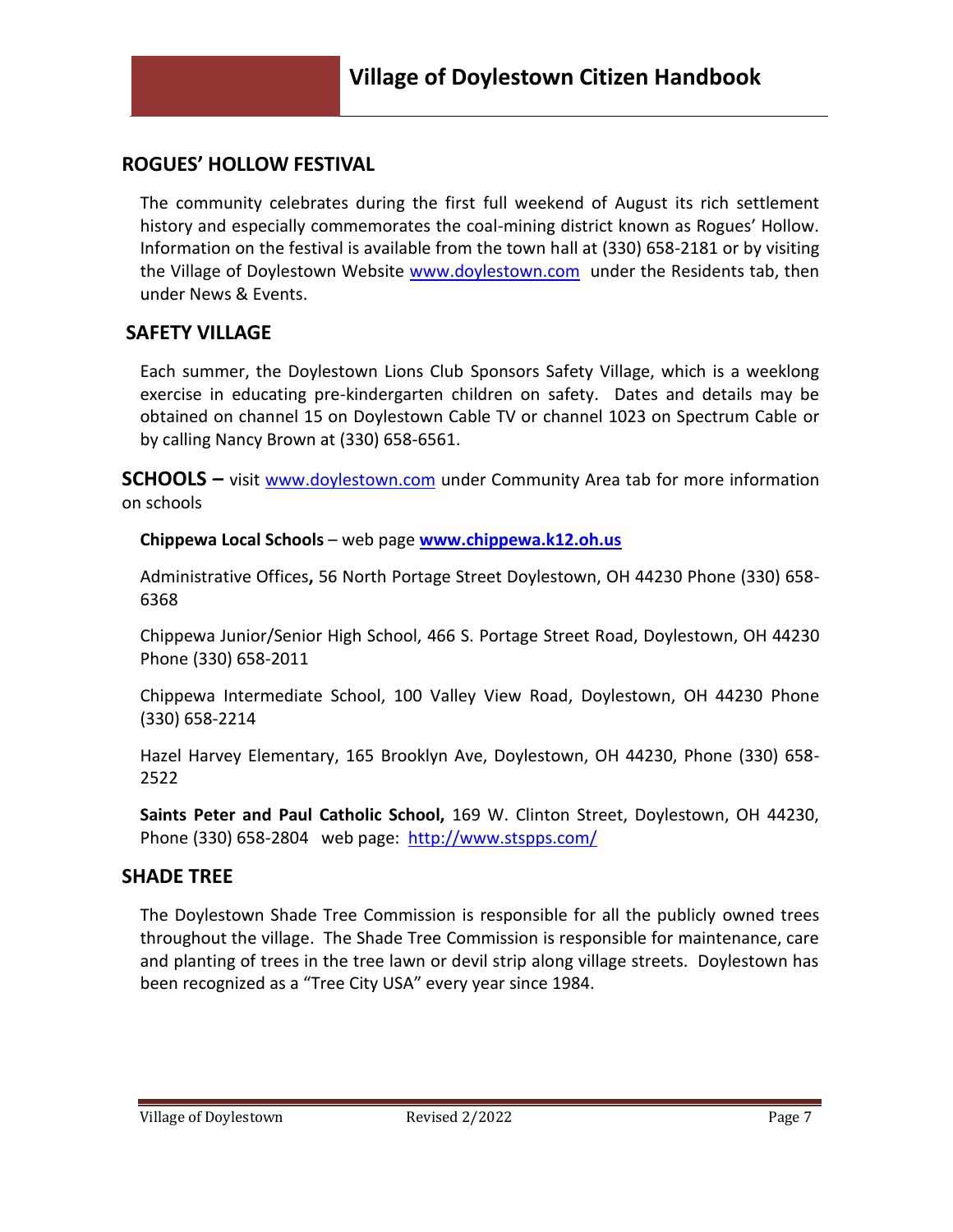## ROGUES' HOLLOW FESTIVAL

The community celebrates during the first full weekend of August its rich settlement history and especially commemorates the coal-mining district known as Rogues' Hollow. Information on the festival is available from the town hall at (330) 658-2181 or by visiting the Village of Doylestown Website www.doylestown.com under the Residents tab, then under News & Events.

## SAFETY VILLAGE

Each summer, the Doylestown Lions Club Sponsors Safety Village, which is a weeklong exercise in educating pre-kindergarten children on safety. Dates and details may be obtained on channel 15 on Doylestown Cable TV or channel 1023 on Spectrum Cable or by calling Nancy Brown at (330) 658-6561.

## SCHOOLS – visit www.doylestown.com under Community Area tab for more information on schools

**Chippewa Local Schools** – web page **www.chippewa.k12.oh.us**

Administrative Offices**,** 56 North Portage Street Doylestown, OH 44230 Phone (330) 658-6368

Chippewa Junior/Senior High School, 466 S. Portage Street Road, Doylestown, OH 44230 Phone (330) 658-2011

Chippewa Intermediate School, 100 Valley View Road, Doylestown, OH 44230 Phone (330) 658-2214

Hazel Harvey Elementary, 165 Brooklyn Ave, Doylestown, OH 44230, Phone (330) 658-2522

**Saints Peter and Paul Catholic School,** 169 W. Clinton Street, Doylestown, OH 44230, Phone (330) 658-2804 web page: http://www.stspps.com/

## SHADE TREE

The Doylestown Shade Tree Commission is responsible for all the publicly owned trees throughout the village. The Shade Tree Commission is responsible for maintenance, care and planting of trees in the tree lawn or devil strip along village streets. Doylestown has been recognized as a "Tree City USA" every year since 1984.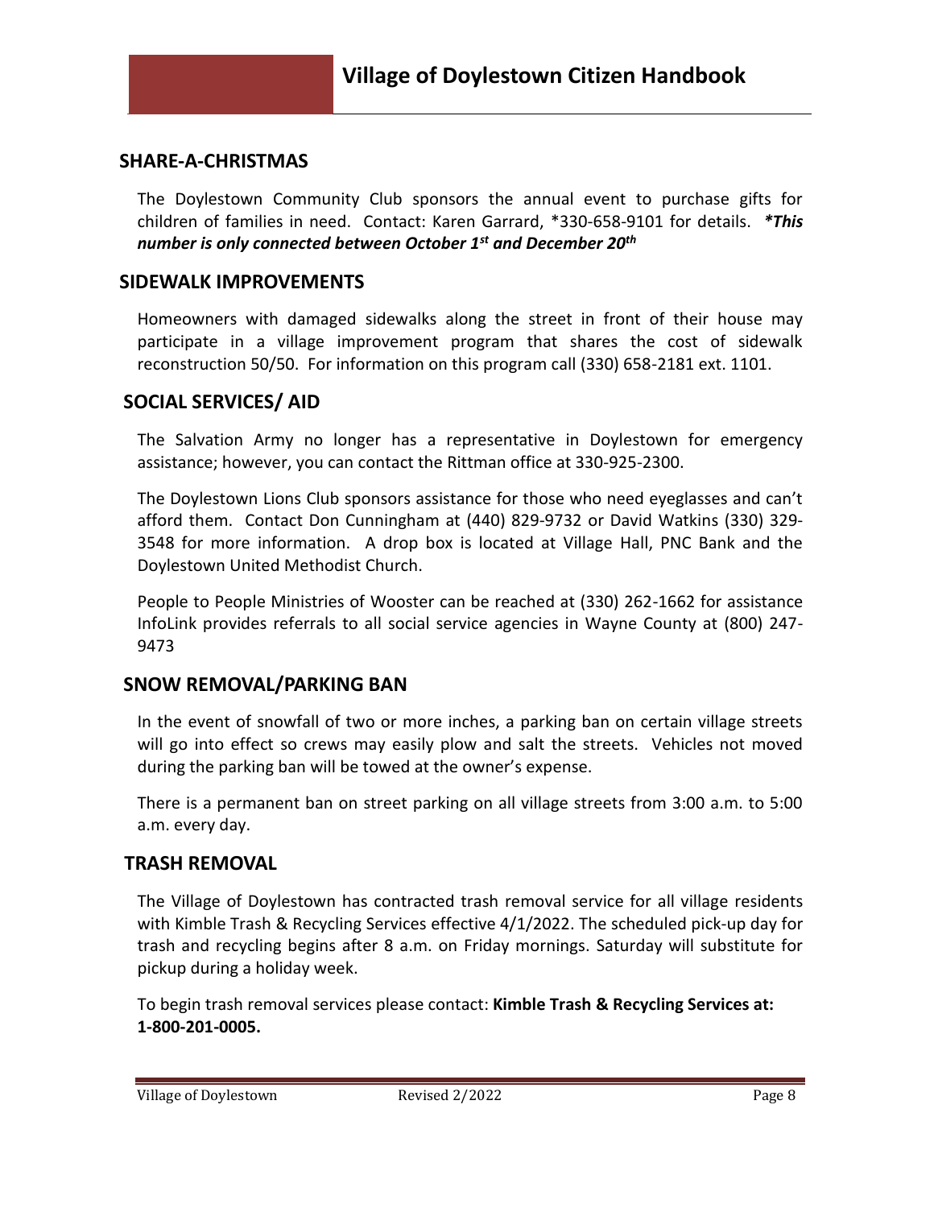## SHARE-A-CHRISTMAS

The Doylestown Community Club sponsors the annual event to purchase gifts for children of families in need. Contact: Karen Garrard, *330-658-9101 for details. ***This number is only connected between October 1st and December 20th***

## SIDEWALK IMPROVEMENTS

Homeowners with damaged sidewalks along the street in front of their house may participate in a village improvement program that shares the cost of sidewalk reconstruction 50/50. For information on this program call (330) 658-2181 ext. 1101.

## SOCIAL SERVICES/ AID

The Salvation Army no longer has a representative in Doylestown for emergency assistance; however, you can contact the Rittman office at 330-925-2300.

The Doylestown Lions Club sponsors assistance for those who need eyeglasses and can't afford them. Contact Don Cunningham at (440) 829-9732 or David Watkins (330) 329-3548 for more information. A drop box is located at Village Hall, PNC Bank and the Doylestown United Methodist Church.

People to People Ministries of Wooster can be reached at (330) 262-1662 for assistance InfoLink provides referrals to all social service agencies in Wayne County at (800) 247-9473

## SNOW REMOVAL/PARKING BAN

In the event of snowfall of two or more inches, a parking ban on certain village streets will go into effect so crews may easily plow and salt the streets. Vehicles not moved during the parking ban will be towed at the owner's expense.

There is a permanent ban on street parking on all village streets from 3:00 a.m. to 5:00 a.m. every day.

## TRASH REMOVAL

The Village of Doylestown has contracted trash removal service for all village residents with Kimble Trash & Recycling Services effective 4/1/2022. The scheduled pick-up day for trash and recycling begins after 8 a.m. on Friday mornings. Saturday will substitute for pickup during a holiday week.

To begin trash removal services please contact: **Kimble Trash & Recycling Services at: 1-800-201-0005.**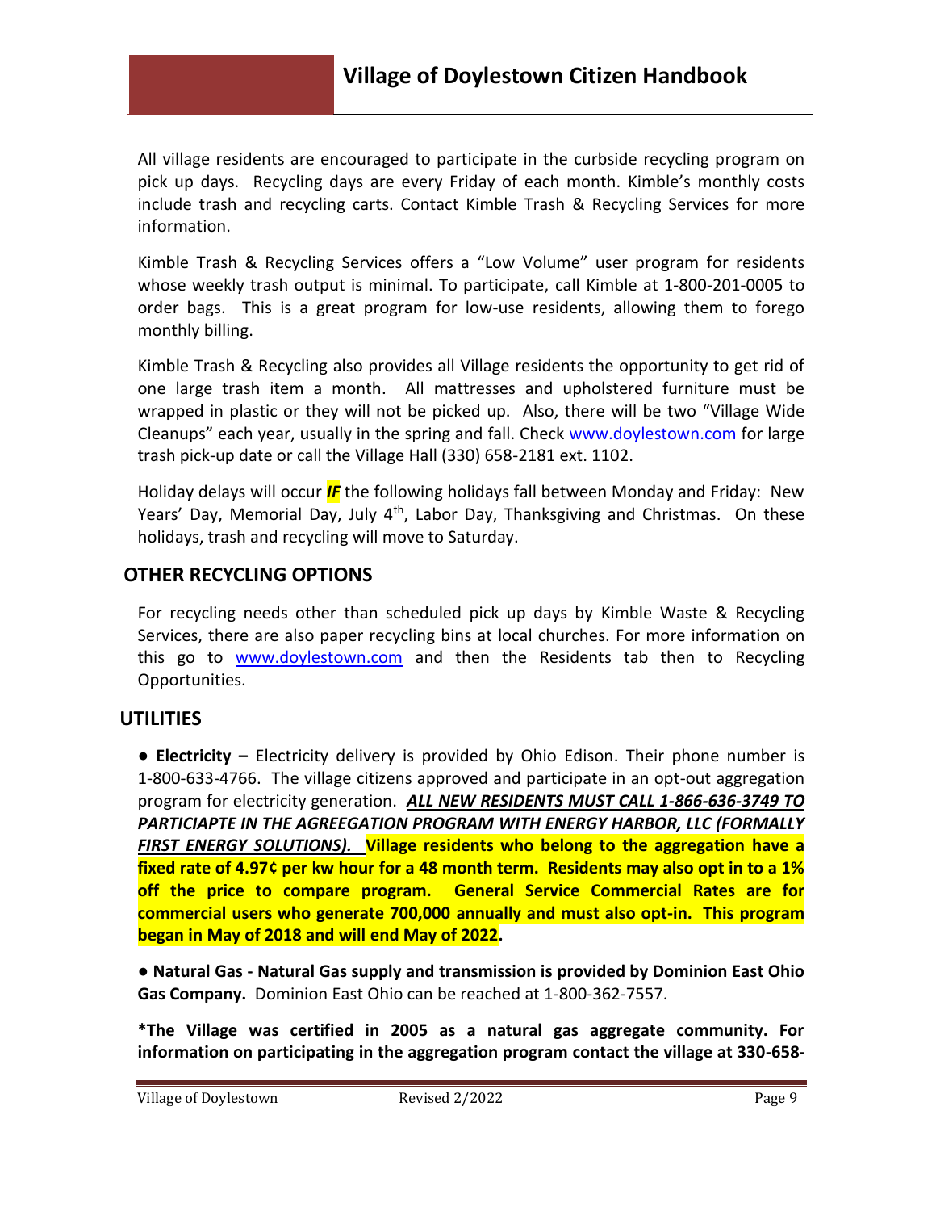All village residents are encouraged to participate in the curbside recycling program on pick up days. Recycling days are every Friday of each month. Kimble's monthly costs include trash and recycling carts. Contact Kimble Trash & Recycling Services for more information.

Kimble Trash & Recycling Services offers a "Low Volume" user program for residents whose weekly trash output is minimal. To participate, call Kimble at 1-800-201-0005 to order bags. This is a great program for low-use residents, allowing them to forego monthly billing.

Kimble Trash & Recycling also provides all Village residents the opportunity to get rid of one large trash item a month. All mattresses and upholstered furniture must be wrapped in plastic or they will not be picked up. Also, there will be two "Village Wide Cleanups" each year, usually in the spring and fall. Check www.doylestown.com for large trash pick-up date or call the Village Hall (330) 658-2181 ext. 1102.

Holiday delays will occur ***IF*** the following holidays fall between Monday and Friday: New Years' Day, Memorial Day, July 4th, Labor Day, Thanksgiving and Christmas. On these holidays, trash and recycling will move to Saturday.

## OTHER RECYCLING OPTIONS

For recycling needs other than scheduled pick up days by Kimble Waste & Recycling Services, there are also paper recycling bins at local churches. For more information on this go to www.doylestown.com and then the Residents tab then to Recycling Opportunities.

## UTILITIES

● **Electricity –** Electricity delivery is provided by Ohio Edison. Their phone number is 1-800-633-4766. The village citizens approved and participate in an opt-out aggregation program for electricity generation. ***ALL NEW RESIDENTS MUST CALL 1-866-636-3749 TO PARTICIAPTE IN THE AGREEGATION PROGRAM WITH ENERGY HARBOR, LLC (FORMALLY FIRST ENERGY SOLUTIONS).*** **Village residents who belong to the aggregation have a fixed rate of 4.97¢ per kw hour for a 48 month term. Residents may also opt in to a 1% off the price to compare program. General Service Commercial Rates are for commercial users who generate 700,000 annually and must also opt-in. This program began in May of 2018 and will end May of 2022.**

● **Natural Gas - Natural Gas supply and transmission is provided by Dominion East Ohio Gas Company.** Dominion East Ohio can be reached at 1-800-362-7557.

**\*The Village was certified in 2005 as a natural gas aggregate community. For information on participating in the aggregation program contact the village at 330-658-**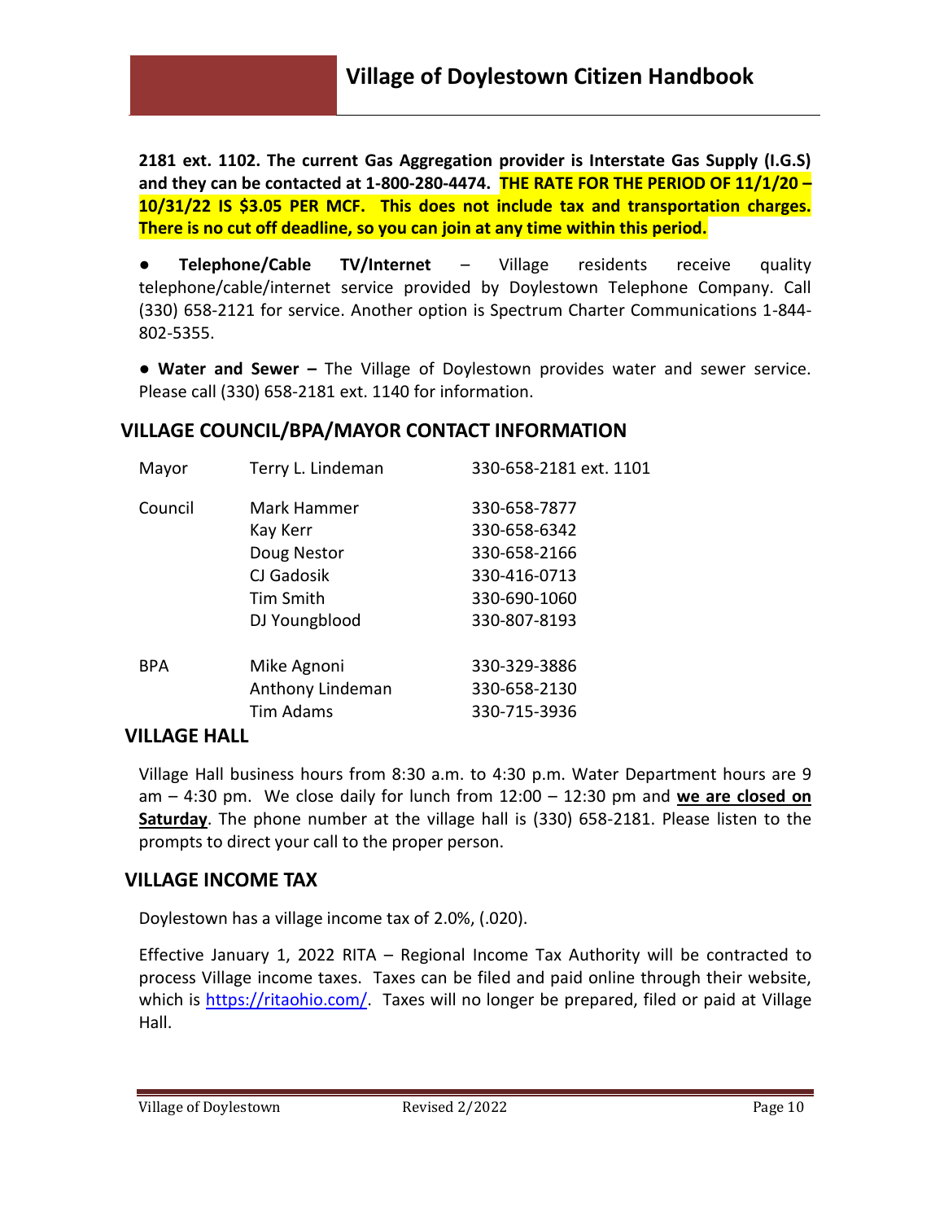**2181 ext. 1102. The current Gas Aggregation provider is Interstate Gas Supply (I.G.S) and they can be contacted at 1-800-280-4474. THE RATE FOR THE PERIOD OF 11/1/20 – 10/31/22 IS $3.05 PER MCF. This does not include tax and transportation charges. There is no cut off deadline, so you can join at any time within this period.**

● **Telephone/Cable TV/Internet** – Village residents receive quality telephone/cable/internet service provided by Doylestown Telephone Company. Call (330) 658-2121 for service. Another option is Spectrum Charter Communications 1-844-802-5355.

● **Water and Sewer –** The Village of Doylestown provides water and sewer service. Please call (330) 658-2181 ext. 1140 for information.

## VILLAGE COUNCIL/BPA/MAYOR CONTACT INFORMATION

| | | |
|---|---|---|
| Mayor | Terry L. Lindeman | 330-658-2181 ext. 1101 |
| Council | Mark Hammer | 330-658-7877 |
| | Kay Kerr | 330-658-6342 |
| | Doug Nestor | 330-658-2166 |
| | CJ Gadosik | 330-416-0713 |
| | Tim Smith | 330-690-1060 |
| | DJ Youngblood | 330-807-8193 |
| BPA | Mike Agnoni | 330-329-3886 |
| | Anthony Lindeman | 330-658-2130 |
| | Tim Adams | 330-715-3936 |

## VILLAGE HALL

Village Hall business hours from 8:30 a.m. to 4:30 p.m. Water Department hours are 9 am – 4:30 pm. We close daily for lunch from 12:00 – 12:30 pm and **we are closed on Saturday**. The phone number at the village hall is (330) 658-2181. Please listen to the prompts to direct your call to the proper person.

## VILLAGE INCOME TAX

Doylestown has a village income tax of 2.0%, (.020).

Effective January 1, 2022 RITA – Regional Income Tax Authority will be contracted to process Village income taxes. Taxes can be filed and paid online through their website, which is https://ritaohio.com/. Taxes will no longer be prepared, filed or paid at Village Hall.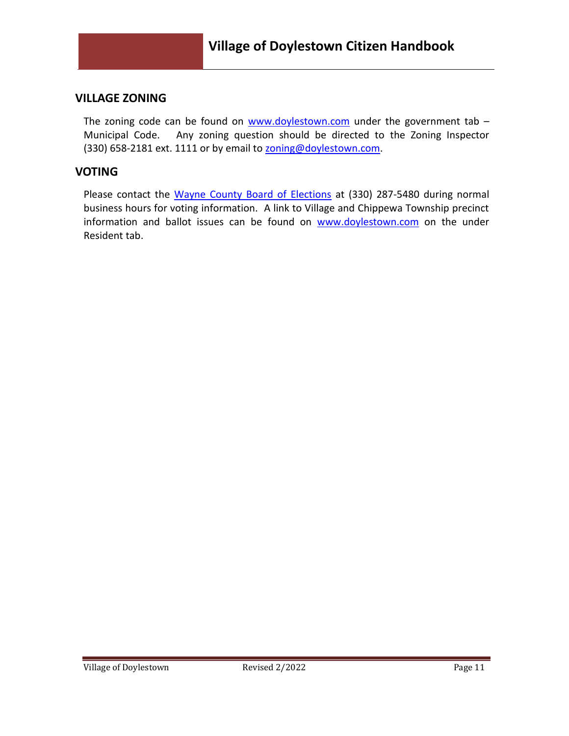## VILLAGE ZONING

The zoning code can be found on www.doylestown.com under the government tab – Municipal Code. Any zoning question should be directed to the Zoning Inspector (330) 658-2181 ext. 1111 or by email to zoning@doylestown.com.

## VOTING

Please contact the Wayne County Board of Elections at (330) 287-5480 during normal business hours for voting information. A link to Village and Chippewa Township precinct information and ballot issues can be found on www.doylestown.com on the under Resident tab.